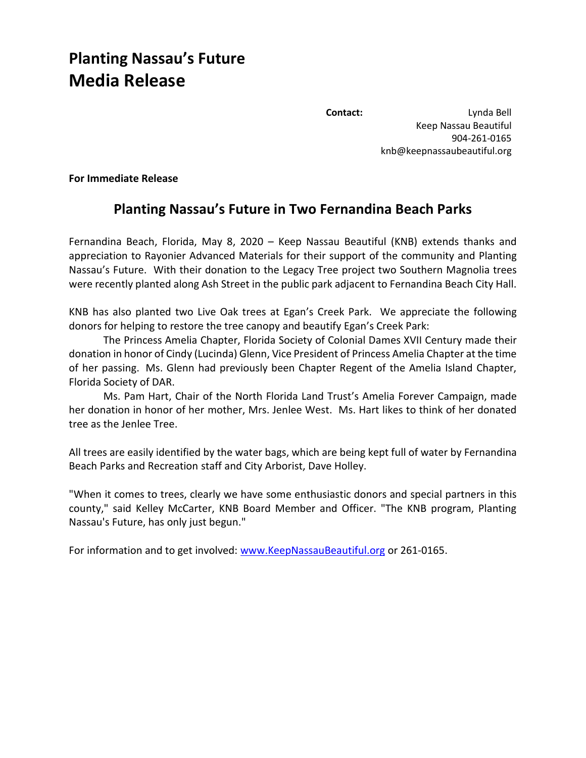# Planting Nassau's Future
# Media Release

**Contact:** Lynda Bell
Keep Nassau Beautiful
904-261-0165
knb@keepnassaubeautiful.org

**For Immediate Release**

## Planting Nassau's Future in Two Fernandina Beach Parks

Fernandina Beach, Florida, May 8, 2020 – Keep Nassau Beautiful (KNB) extends thanks and appreciation to Rayonier Advanced Materials for their support of the community and Planting Nassau's Future. With their donation to the Legacy Tree project two Southern Magnolia trees were recently planted along Ash Street in the public park adjacent to Fernandina Beach City Hall.

KNB has also planted two Live Oak trees at Egan's Creek Park. We appreciate the following donors for helping to restore the tree canopy and beautify Egan's Creek Park:

The Princess Amelia Chapter, Florida Society of Colonial Dames XVII Century made their donation in honor of Cindy (Lucinda) Glenn, Vice President of Princess Amelia Chapter at the time of her passing. Ms. Glenn had previously been Chapter Regent of the Amelia Island Chapter, Florida Society of DAR.

Ms. Pam Hart, Chair of the North Florida Land Trust's Amelia Forever Campaign, made her donation in honor of her mother, Mrs. Jenlee West. Ms. Hart likes to think of her donated tree as the Jenlee Tree.

All trees are easily identified by the water bags, which are being kept full of water by Fernandina Beach Parks and Recreation staff and City Arborist, Dave Holley.

"When it comes to trees, clearly we have some enthusiastic donors and special partners in this county," said Kelley McCarter, KNB Board Member and Officer. "The KNB program, Planting Nassau's Future, has only just begun."

For information and to get involved: [www.KeepNassauBeautiful.org](http://www.KeepNassauBeautiful.org) or 261-0165.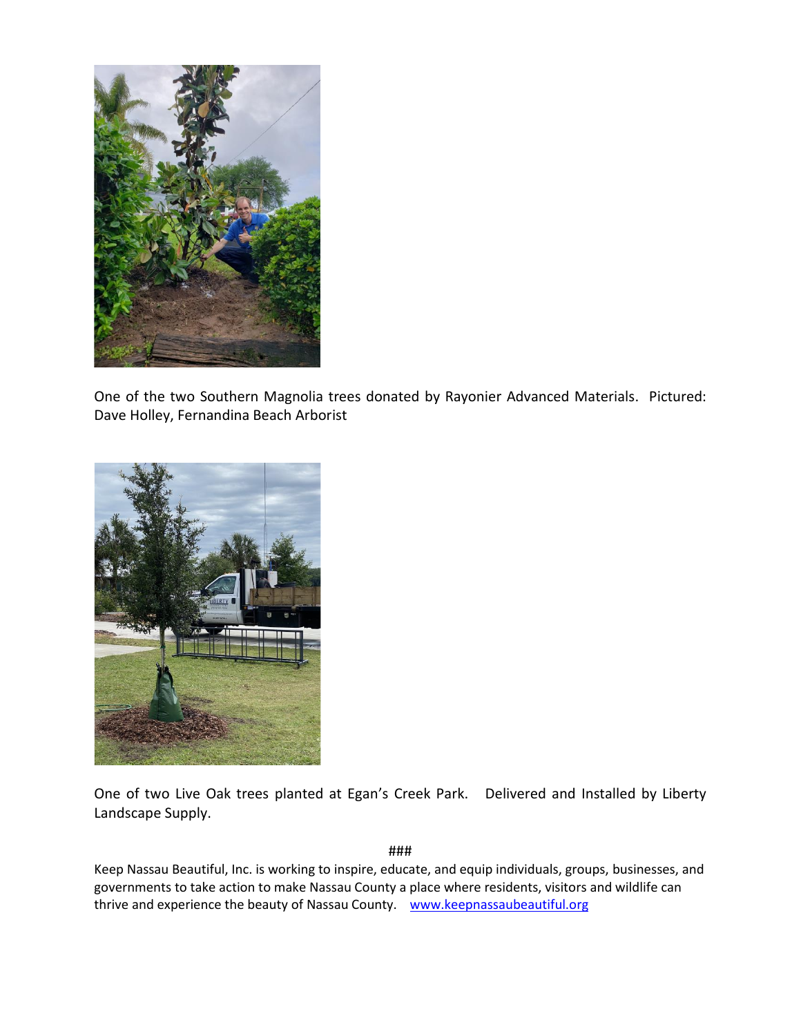One of the two Southern Magnolia trees donated by Rayonier Advanced Materials. Pictured: Dave Holley, Fernandina Beach Arborist

One of two Live Oak trees planted at Egan's Creek Park. Delivered and Installed by Liberty Landscape Supply.

###

Keep Nassau Beautiful, Inc. is working to inspire, educate, and equip individuals, groups, businesses, and governments to take action to make Nassau County a place where residents, visitors and wildlife can thrive and experience the beauty of Nassau County. [www.keepnassaubeautiful.org](http://www.keepnassaubeautiful.org)